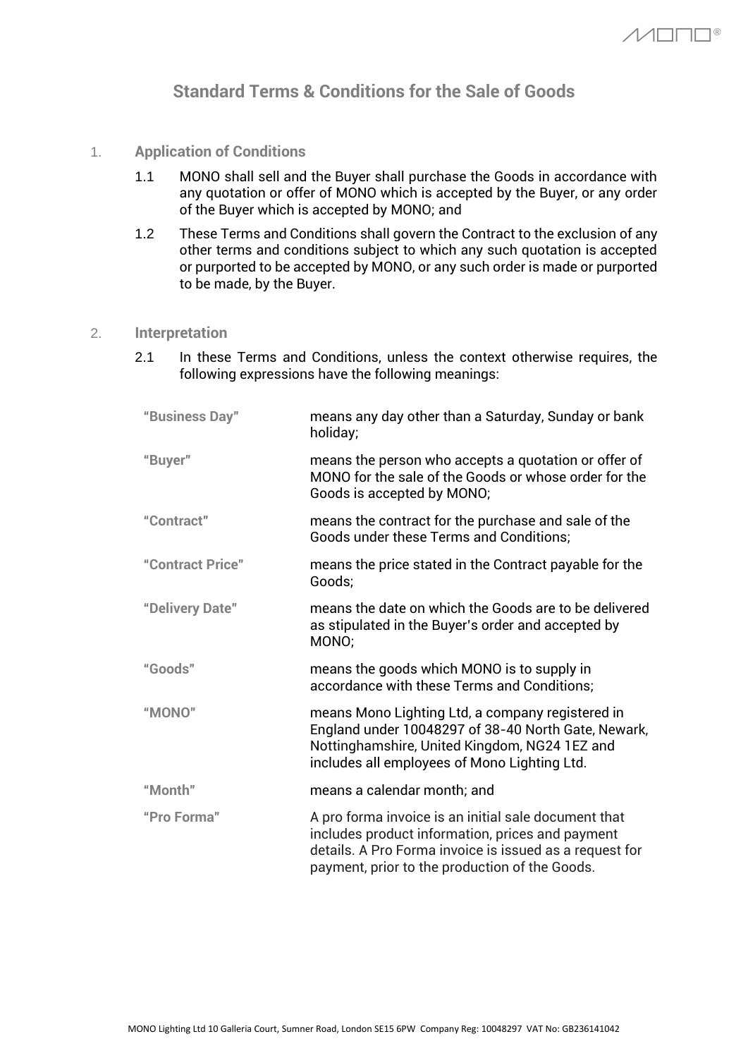# Standard Terms & Conditions for the Sale of Goods

## 1. Application of Conditions

1.1 MONO shall sell and the Buyer shall purchase the Goods in accordance with any quotation or offer of MONO which is accepted by the Buyer, or any order of the Buyer which is accepted by MONO; and

1.2 These Terms and Conditions shall govern the Contract to the exclusion of any other terms and conditions subject to which any such quotation is accepted or purported to be accepted by MONO, or any such order is made or purported to be made, by the Buyer.

## 2. Interpretation

2.1 In these Terms and Conditions, unless the context otherwise requires, the following expressions have the following meanings:

| | |
|---|---|
| **"Business Day"** | means any day other than a Saturday, Sunday or bank holiday; |
| **"Buyer"** | means the person who accepts a quotation or offer of MONO for the sale of the Goods or whose order for the Goods is accepted by MONO; |
| **"Contract"** | means the contract for the purchase and sale of the Goods under these Terms and Conditions; |
| **"Contract Price"** | means the price stated in the Contract payable for the Goods; |
| **"Delivery Date"** | means the date on which the Goods are to be delivered as stipulated in the Buyer's order and accepted by MONO; |
| **"Goods"** | means the goods which MONO is to supply in accordance with these Terms and Conditions; |
| **"MONO"** | means Mono Lighting Ltd, a company registered in England under 10048297 of 38-40 North Gate, Newark, Nottinghamshire, United Kingdom, NG24 1EZ and includes all employees of Mono Lighting Ltd. |
| **"Month"** | means a calendar month; and |
| **"Pro Forma"** | A pro forma invoice is an initial sale document that includes product information, prices and payment details. A Pro Forma invoice is issued as a request for payment, prior to the production of the Goods. |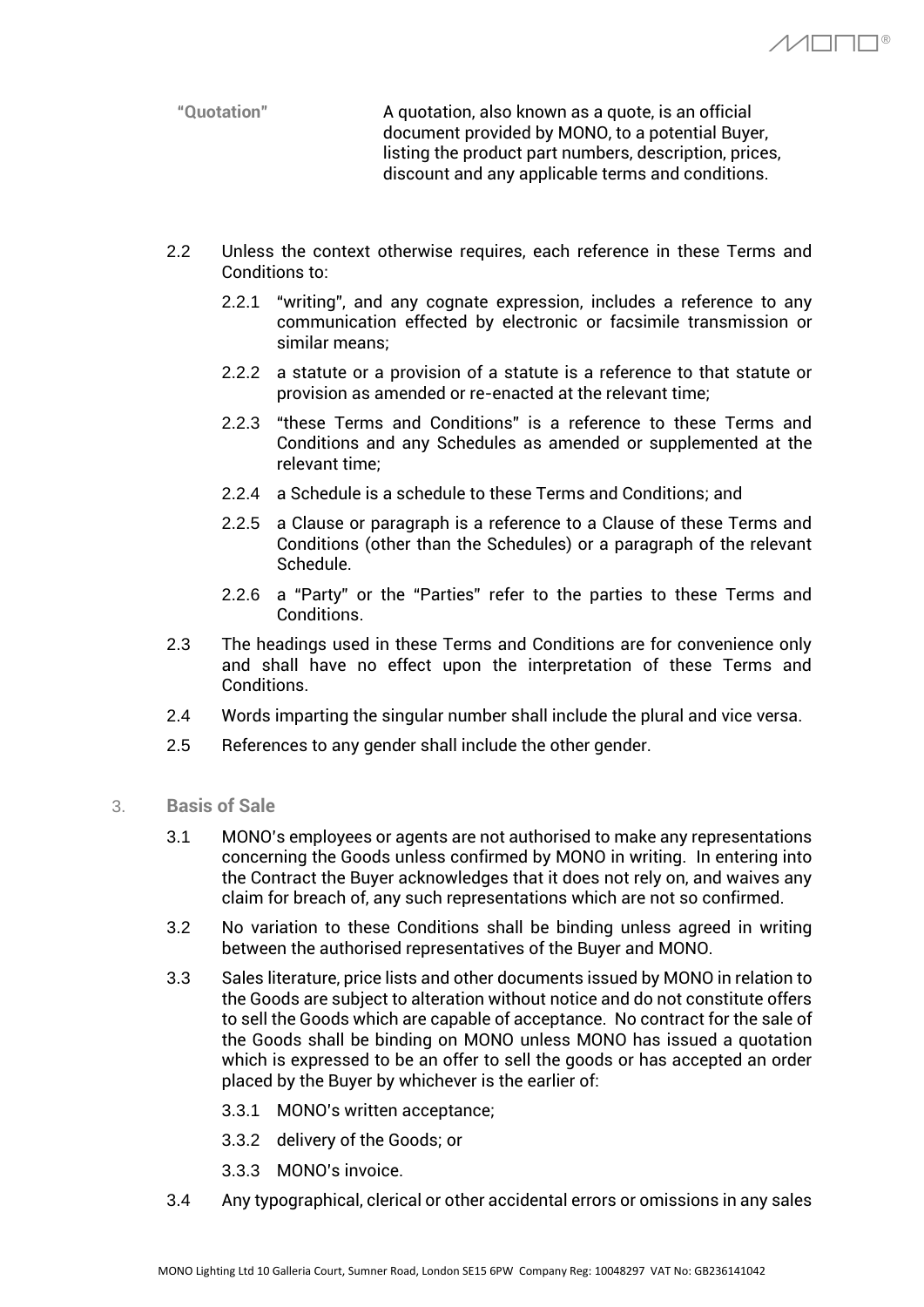**"Quotation"** A quotation, also known as a quote, is an official document provided by MONO, to a potential Buyer, listing the product part numbers, description, prices, discount and any applicable terms and conditions.

2.2 Unless the context otherwise requires, each reference in these Terms and Conditions to:

2.2.1 "writing", and any cognate expression, includes a reference to any communication effected by electronic or facsimile transmission or similar means;

2.2.2 a statute or a provision of a statute is a reference to that statute or provision as amended or re-enacted at the relevant time;

2.2.3 "these Terms and Conditions" is a reference to these Terms and Conditions and any Schedules as amended or supplemented at the relevant time;

2.2.4 a Schedule is a schedule to these Terms and Conditions; and

2.2.5 a Clause or paragraph is a reference to a Clause of these Terms and Conditions (other than the Schedules) or a paragraph of the relevant Schedule.

2.2.6 a "Party" or the "Parties" refer to the parties to these Terms and Conditions.

2.3 The headings used in these Terms and Conditions are for convenience only and shall have no effect upon the interpretation of these Terms and Conditions.

2.4 Words imparting the singular number shall include the plural and vice versa.

2.5 References to any gender shall include the other gender.

## 3. Basis of Sale

3.1 MONO's employees or agents are not authorised to make any representations concerning the Goods unless confirmed by MONO in writing. In entering into the Contract the Buyer acknowledges that it does not rely on, and waives any claim for breach of, any such representations which are not so confirmed.

3.2 No variation to these Conditions shall be binding unless agreed in writing between the authorised representatives of the Buyer and MONO.

3.3 Sales literature, price lists and other documents issued by MONO in relation to the Goods are subject to alteration without notice and do not constitute offers to sell the Goods which are capable of acceptance. No contract for the sale of the Goods shall be binding on MONO unless MONO has issued a quotation which is expressed to be an offer to sell the goods or has accepted an order placed by the Buyer by whichever is the earlier of:

3.3.1 MONO's written acceptance;

3.3.2 delivery of the Goods; or

3.3.3 MONO's invoice.

3.4 Any typographical, clerical or other accidental errors or omissions in any sales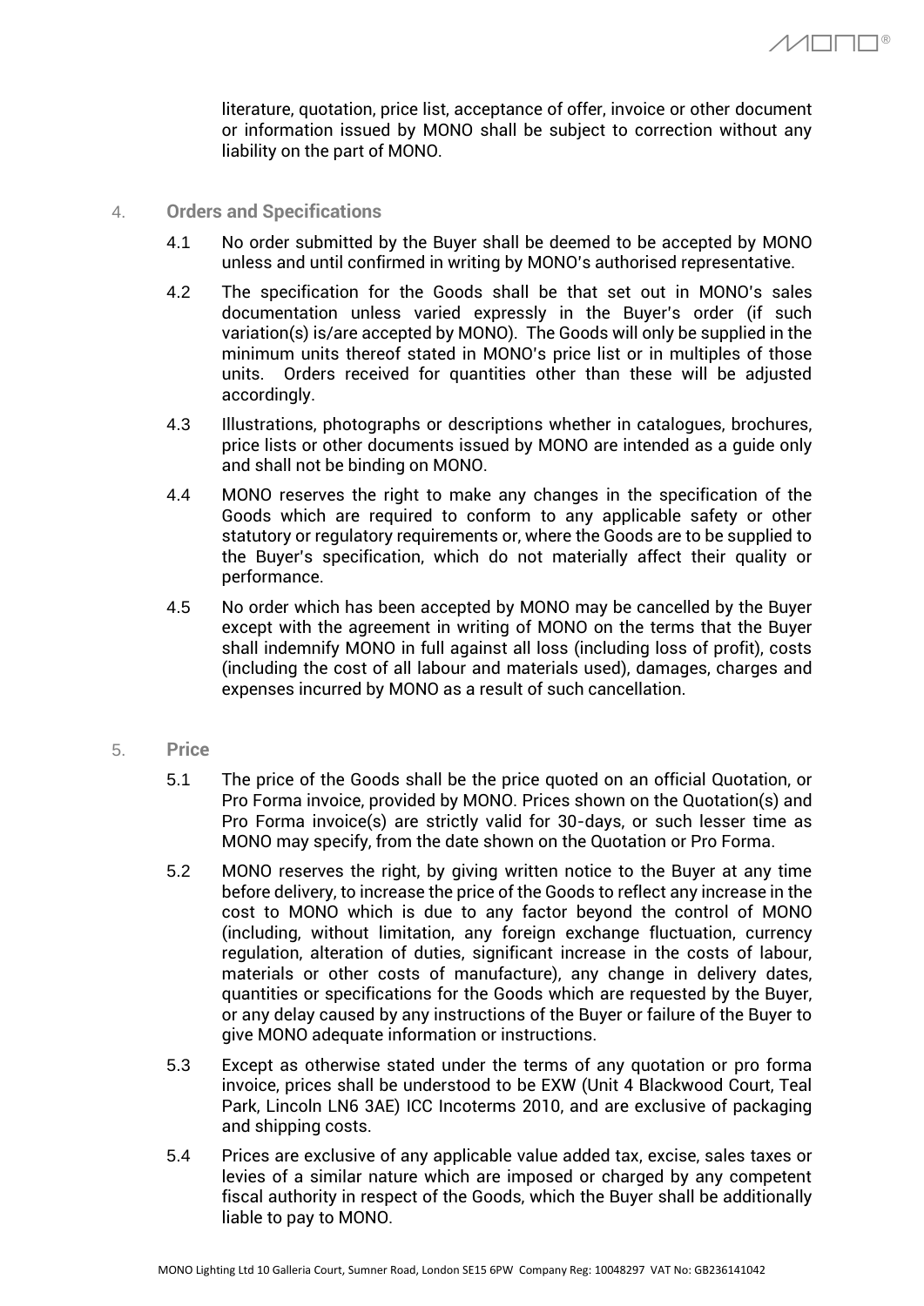literature, quotation, price list, acceptance of offer, invoice or other document or information issued by MONO shall be subject to correction without any liability on the part of MONO.

4. **Orders and Specifications**

4.1 No order submitted by the Buyer shall be deemed to be accepted by MONO unless and until confirmed in writing by MONO's authorised representative.

4.2 The specification for the Goods shall be that set out in MONO's sales documentation unless varied expressly in the Buyer's order (if such variation(s) is/are accepted by MONO). The Goods will only be supplied in the minimum units thereof stated in MONO's price list or in multiples of those units. Orders received for quantities other than these will be adjusted accordingly.

4.3 Illustrations, photographs or descriptions whether in catalogues, brochures, price lists or other documents issued by MONO are intended as a guide only and shall not be binding on MONO.

4.4 MONO reserves the right to make any changes in the specification of the Goods which are required to conform to any applicable safety or other statutory or regulatory requirements or, where the Goods are to be supplied to the Buyer's specification, which do not materially affect their quality or performance.

4.5 No order which has been accepted by MONO may be cancelled by the Buyer except with the agreement in writing of MONO on the terms that the Buyer shall indemnify MONO in full against all loss (including loss of profit), costs (including the cost of all labour and materials used), damages, charges and expenses incurred by MONO as a result of such cancellation.

5. **Price**

5.1 The price of the Goods shall be the price quoted on an official Quotation, or Pro Forma invoice, provided by MONO. Prices shown on the Quotation(s) and Pro Forma invoice(s) are strictly valid for 30-days, or such lesser time as MONO may specify, from the date shown on the Quotation or Pro Forma.

5.2 MONO reserves the right, by giving written notice to the Buyer at any time before delivery, to increase the price of the Goods to reflect any increase in the cost to MONO which is due to any factor beyond the control of MONO (including, without limitation, any foreign exchange fluctuation, currency regulation, alteration of duties, significant increase in the costs of labour, materials or other costs of manufacture), any change in delivery dates, quantities or specifications for the Goods which are requested by the Buyer, or any delay caused by any instructions of the Buyer or failure of the Buyer to give MONO adequate information or instructions.

5.3 Except as otherwise stated under the terms of any quotation or pro forma invoice, prices shall be understood to be EXW (Unit 4 Blackwood Court, Teal Park, Lincoln LN6 3AE) ICC Incoterms 2010, and are exclusive of packaging and shipping costs.

5.4 Prices are exclusive of any applicable value added tax, excise, sales taxes or levies of a similar nature which are imposed or charged by any competent fiscal authority in respect of the Goods, which the Buyer shall be additionally liable to pay to MONO.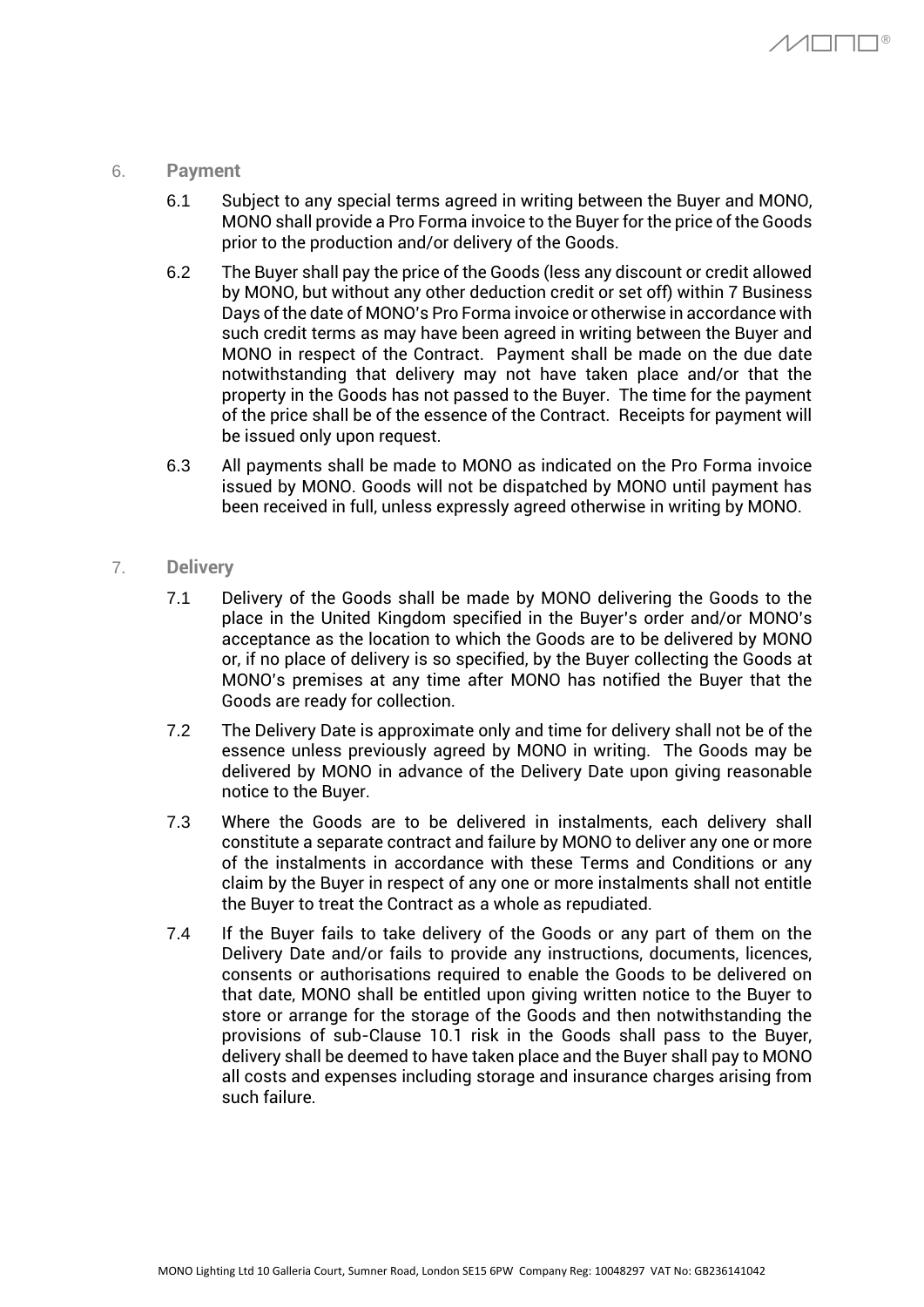## 6. Payment

6.1 Subject to any special terms agreed in writing between the Buyer and MONO, MONO shall provide a Pro Forma invoice to the Buyer for the price of the Goods prior to the production and/or delivery of the Goods.

6.2 The Buyer shall pay the price of the Goods (less any discount or credit allowed by MONO, but without any other deduction credit or set off) within 7 Business Days of the date of MONO's Pro Forma invoice or otherwise in accordance with such credit terms as may have been agreed in writing between the Buyer and MONO in respect of the Contract. Payment shall be made on the due date notwithstanding that delivery may not have taken place and/or that the property in the Goods has not passed to the Buyer. The time for the payment of the price shall be of the essence of the Contract. Receipts for payment will be issued only upon request.

6.3 All payments shall be made to MONO as indicated on the Pro Forma invoice issued by MONO. Goods will not be dispatched by MONO until payment has been received in full, unless expressly agreed otherwise in writing by MONO.

## 7. Delivery

7.1 Delivery of the Goods shall be made by MONO delivering the Goods to the place in the United Kingdom specified in the Buyer's order and/or MONO's acceptance as the location to which the Goods are to be delivered by MONO or, if no place of delivery is so specified, by the Buyer collecting the Goods at MONO's premises at any time after MONO has notified the Buyer that the Goods are ready for collection.

7.2 The Delivery Date is approximate only and time for delivery shall not be of the essence unless previously agreed by MONO in writing. The Goods may be delivered by MONO in advance of the Delivery Date upon giving reasonable notice to the Buyer.

7.3 Where the Goods are to be delivered in instalments, each delivery shall constitute a separate contract and failure by MONO to deliver any one or more of the instalments in accordance with these Terms and Conditions or any claim by the Buyer in respect of any one or more instalments shall not entitle the Buyer to treat the Contract as a whole as repudiated.

7.4 If the Buyer fails to take delivery of the Goods or any part of them on the Delivery Date and/or fails to provide any instructions, documents, licences, consents or authorisations required to enable the Goods to be delivered on that date, MONO shall be entitled upon giving written notice to the Buyer to store or arrange for the storage of the Goods and then notwithstanding the provisions of sub-Clause 10.1 risk in the Goods shall pass to the Buyer, delivery shall be deemed to have taken place and the Buyer shall pay to MONO all costs and expenses including storage and insurance charges arising from such failure.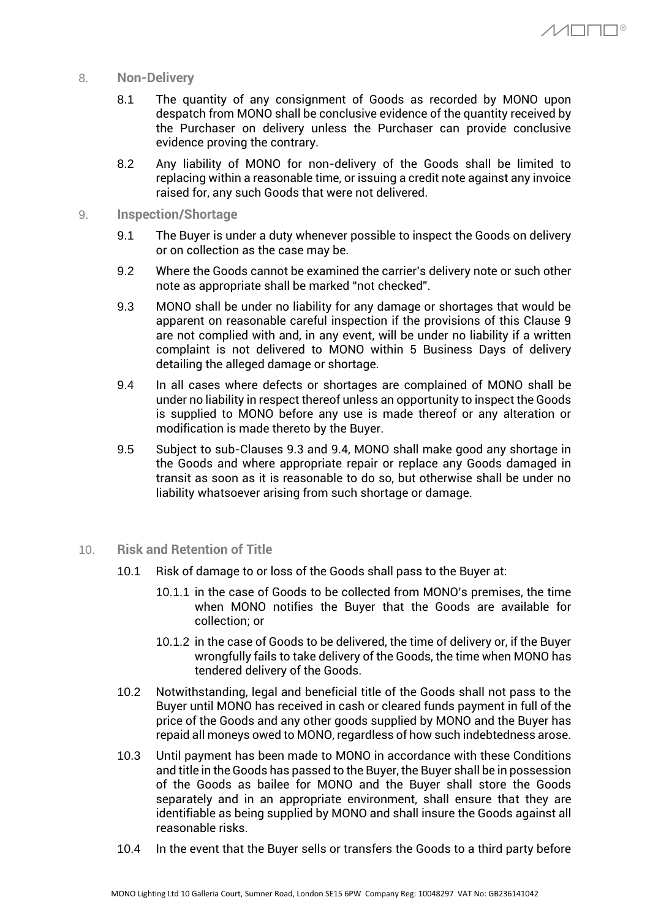## 8. Non-Delivery

8.1 The quantity of any consignment of Goods as recorded by MONO upon despatch from MONO shall be conclusive evidence of the quantity received by the Purchaser on delivery unless the Purchaser can provide conclusive evidence proving the contrary.

8.2 Any liability of MONO for non-delivery of the Goods shall be limited to replacing within a reasonable time, or issuing a credit note against any invoice raised for, any such Goods that were not delivered.

## 9. Inspection/Shortage

9.1 The Buyer is under a duty whenever possible to inspect the Goods on delivery or on collection as the case may be.

9.2 Where the Goods cannot be examined the carrier's delivery note or such other note as appropriate shall be marked "not checked".

9.3 MONO shall be under no liability for any damage or shortages that would be apparent on reasonable careful inspection if the provisions of this Clause 9 are not complied with and, in any event, will be under no liability if a written complaint is not delivered to MONO within 5 Business Days of delivery detailing the alleged damage or shortage.

9.4 In all cases where defects or shortages are complained of MONO shall be under no liability in respect thereof unless an opportunity to inspect the Goods is supplied to MONO before any use is made thereof or any alteration or modification is made thereto by the Buyer.

9.5 Subject to sub-Clauses 9.3 and 9.4, MONO shall make good any shortage in the Goods and where appropriate repair or replace any Goods damaged in transit as soon as it is reasonable to do so, but otherwise shall be under no liability whatsoever arising from such shortage or damage.

## 10. Risk and Retention of Title

10.1 Risk of damage to or loss of the Goods shall pass to the Buyer at:

10.1.1 in the case of Goods to be collected from MONO's premises, the time when MONO notifies the Buyer that the Goods are available for collection; or

10.1.2 in the case of Goods to be delivered, the time of delivery or, if the Buyer wrongfully fails to take delivery of the Goods, the time when MONO has tendered delivery of the Goods.

10.2 Notwithstanding, legal and beneficial title of the Goods shall not pass to the Buyer until MONO has received in cash or cleared funds payment in full of the price of the Goods and any other goods supplied by MONO and the Buyer has repaid all moneys owed to MONO, regardless of how such indebtedness arose.

10.3 Until payment has been made to MONO in accordance with these Conditions and title in the Goods has passed to the Buyer, the Buyer shall be in possession of the Goods as bailee for MONO and the Buyer shall store the Goods separately and in an appropriate environment, shall ensure that they are identifiable as being supplied by MONO and shall insure the Goods against all reasonable risks.

10.4 In the event that the Buyer sells or transfers the Goods to a third party before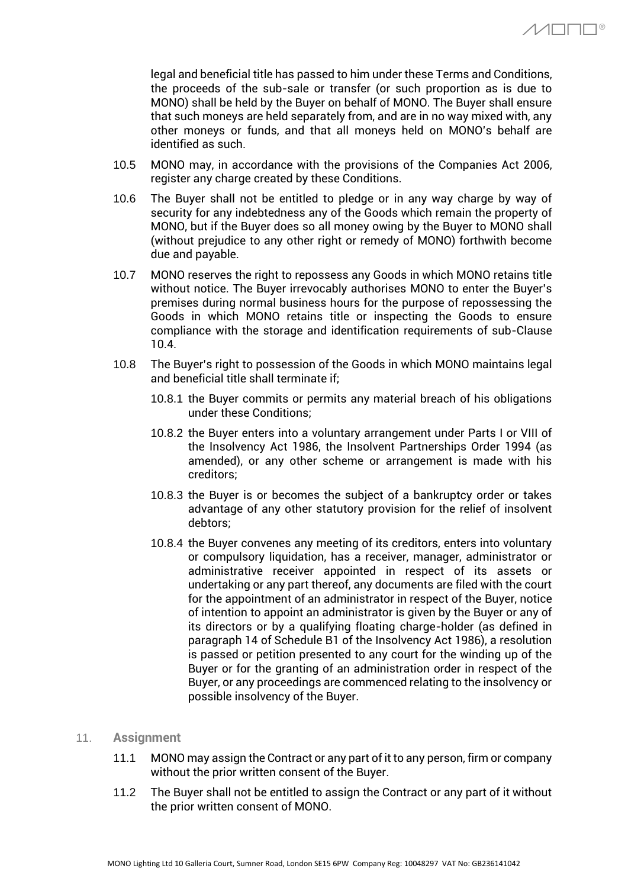legal and beneficial title has passed to him under these Terms and Conditions, the proceeds of the sub-sale or transfer (or such proportion as is due to MONO) shall be held by the Buyer on behalf of MONO. The Buyer shall ensure that such moneys are held separately from, and are in no way mixed with, any other moneys or funds, and that all moneys held on MONO's behalf are identified as such.

10.5 MONO may, in accordance with the provisions of the Companies Act 2006, register any charge created by these Conditions.

10.6 The Buyer shall not be entitled to pledge or in any way charge by way of security for any indebtedness any of the Goods which remain the property of MONO, but if the Buyer does so all money owing by the Buyer to MONO shall (without prejudice to any other right or remedy of MONO) forthwith become due and payable.

10.7 MONO reserves the right to repossess any Goods in which MONO retains title without notice. The Buyer irrevocably authorises MONO to enter the Buyer's premises during normal business hours for the purpose of repossessing the Goods in which MONO retains title or inspecting the Goods to ensure compliance with the storage and identification requirements of sub-Clause 10.4.

10.8 The Buyer's right to possession of the Goods in which MONO maintains legal and beneficial title shall terminate if;

10.8.1 the Buyer commits or permits any material breach of his obligations under these Conditions;

10.8.2 the Buyer enters into a voluntary arrangement under Parts I or VIII of the Insolvency Act 1986, the Insolvent Partnerships Order 1994 (as amended), or any other scheme or arrangement is made with his creditors;

10.8.3 the Buyer is or becomes the subject of a bankruptcy order or takes advantage of any other statutory provision for the relief of insolvent debtors;

10.8.4 the Buyer convenes any meeting of its creditors, enters into voluntary or compulsory liquidation, has a receiver, manager, administrator or administrative receiver appointed in respect of its assets or undertaking or any part thereof, any documents are filed with the court for the appointment of an administrator in respect of the Buyer, notice of intention to appoint an administrator is given by the Buyer or any of its directors or by a qualifying floating charge-holder (as defined in paragraph 14 of Schedule B1 of the Insolvency Act 1986), a resolution is passed or petition presented to any court for the winding up of the Buyer or for the granting of an administration order in respect of the Buyer, or any proceedings are commenced relating to the insolvency or possible insolvency of the Buyer.

## 11. Assignment

11.1 MONO may assign the Contract or any part of it to any person, firm or company without the prior written consent of the Buyer.

11.2 The Buyer shall not be entitled to assign the Contract or any part of it without the prior written consent of MONO.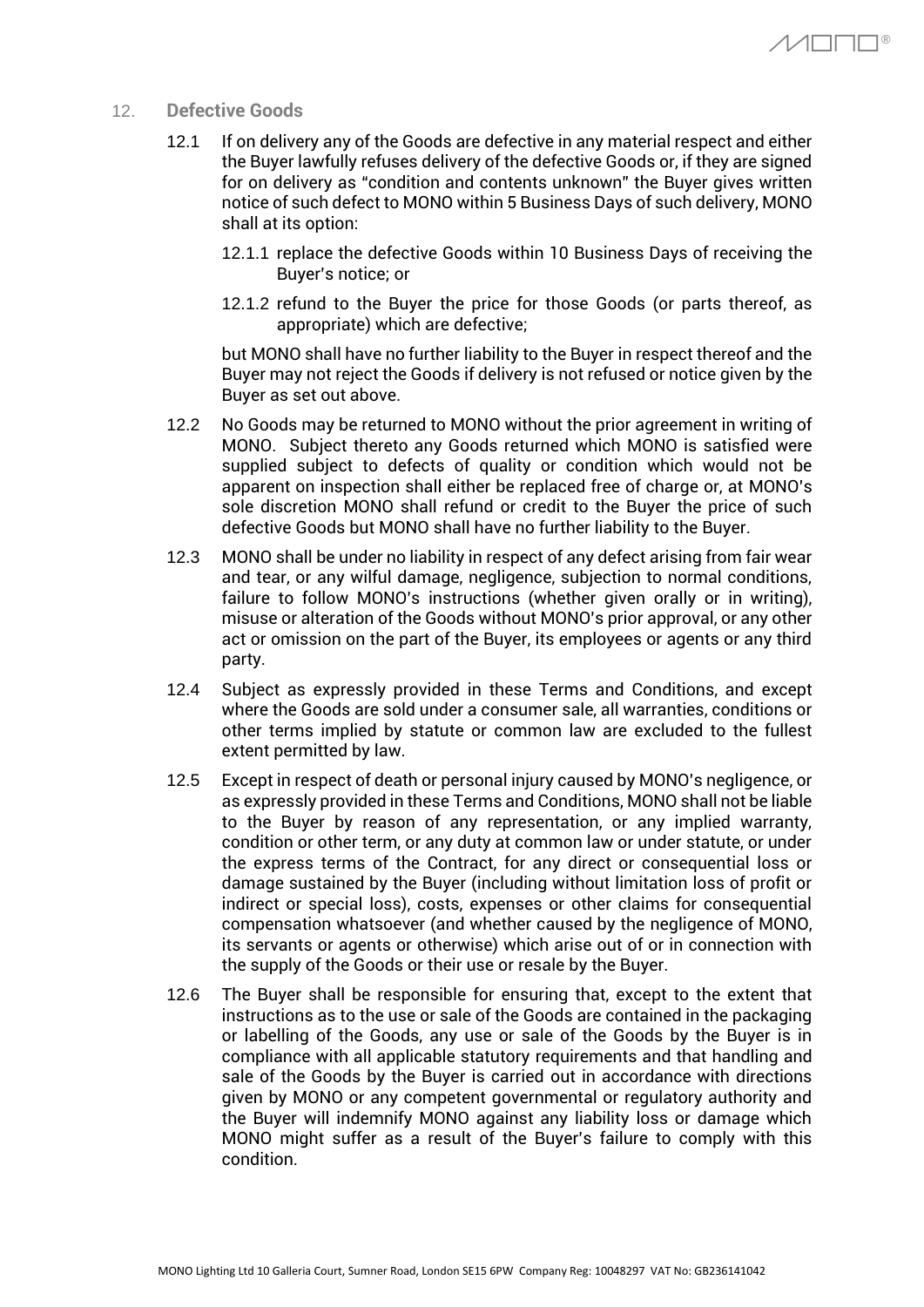## 12. Defective Goods

12.1 If on delivery any of the Goods are defective in any material respect and either the Buyer lawfully refuses delivery of the defective Goods or, if they are signed for on delivery as "condition and contents unknown" the Buyer gives written notice of such defect to MONO within 5 Business Days of such delivery, MONO shall at its option:

12.1.1 replace the defective Goods within 10 Business Days of receiving the Buyer's notice; or

12.1.2 refund to the Buyer the price for those Goods (or parts thereof, as appropriate) which are defective;

but MONO shall have no further liability to the Buyer in respect thereof and the Buyer may not reject the Goods if delivery is not refused or notice given by the Buyer as set out above.

12.2 No Goods may be returned to MONO without the prior agreement in writing of MONO. Subject thereto any Goods returned which MONO is satisfied were supplied subject to defects of quality or condition which would not be apparent on inspection shall either be replaced free of charge or, at MONO's sole discretion MONO shall refund or credit to the Buyer the price of such defective Goods but MONO shall have no further liability to the Buyer.

12.3 MONO shall be under no liability in respect of any defect arising from fair wear and tear, or any wilful damage, negligence, subjection to normal conditions, failure to follow MONO's instructions (whether given orally or in writing), misuse or alteration of the Goods without MONO's prior approval, or any other act or omission on the part of the Buyer, its employees or agents or any third party.

12.4 Subject as expressly provided in these Terms and Conditions, and except where the Goods are sold under a consumer sale, all warranties, conditions or other terms implied by statute or common law are excluded to the fullest extent permitted by law.

12.5 Except in respect of death or personal injury caused by MONO's negligence, or as expressly provided in these Terms and Conditions, MONO shall not be liable to the Buyer by reason of any representation, or any implied warranty, condition or other term, or any duty at common law or under statute, or under the express terms of the Contract, for any direct or consequential loss or damage sustained by the Buyer (including without limitation loss of profit or indirect or special loss), costs, expenses or other claims for consequential compensation whatsoever (and whether caused by the negligence of MONO, its servants or agents or otherwise) which arise out of or in connection with the supply of the Goods or their use or resale by the Buyer.

12.6 The Buyer shall be responsible for ensuring that, except to the extent that instructions as to the use or sale of the Goods are contained in the packaging or labelling of the Goods, any use or sale of the Goods by the Buyer is in compliance with all applicable statutory requirements and that handling and sale of the Goods by the Buyer is carried out in accordance with directions given by MONO or any competent governmental or regulatory authority and the Buyer will indemnify MONO against any liability loss or damage which MONO might suffer as a result of the Buyer's failure to comply with this condition.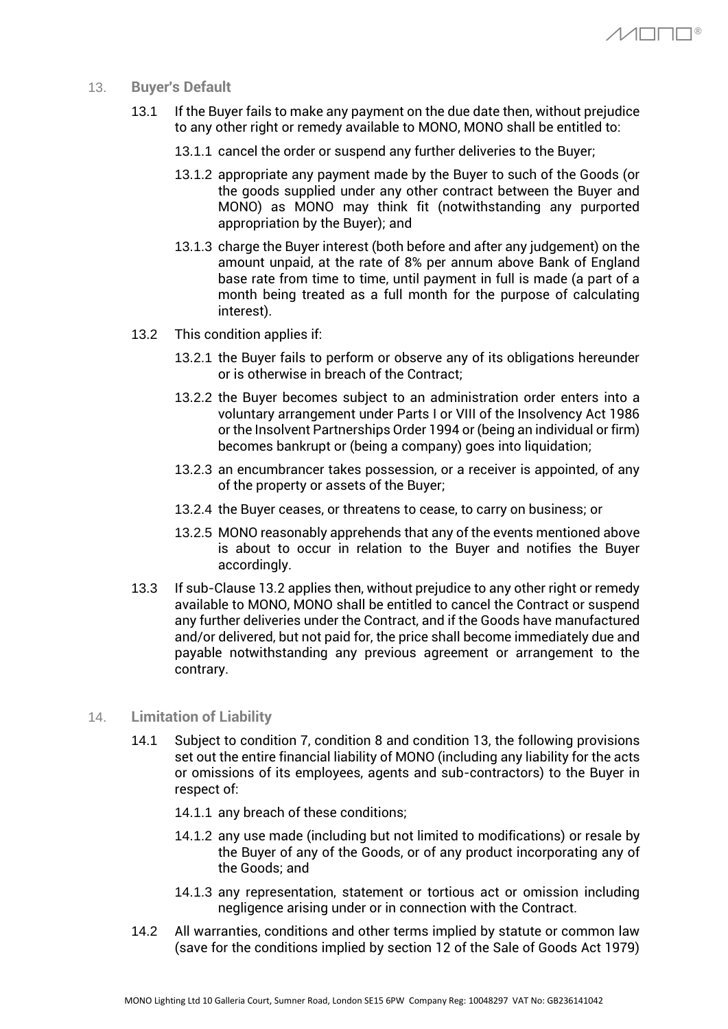## 13. Buyer's Default

13.1 If the Buyer fails to make any payment on the due date then, without prejudice to any other right or remedy available to MONO, MONO shall be entitled to:

13.1.1 cancel the order or suspend any further deliveries to the Buyer;

13.1.2 appropriate any payment made by the Buyer to such of the Goods (or the goods supplied under any other contract between the Buyer and MONO) as MONO may think fit (notwithstanding any purported appropriation by the Buyer); and

13.1.3 charge the Buyer interest (both before and after any judgement) on the amount unpaid, at the rate of 8% per annum above Bank of England base rate from time to time, until payment in full is made (a part of a month being treated as a full month for the purpose of calculating interest).

13.2 This condition applies if:

13.2.1 the Buyer fails to perform or observe any of its obligations hereunder or is otherwise in breach of the Contract;

13.2.2 the Buyer becomes subject to an administration order enters into a voluntary arrangement under Parts I or VIII of the Insolvency Act 1986 or the Insolvent Partnerships Order 1994 or (being an individual or firm) becomes bankrupt or (being a company) goes into liquidation;

13.2.3 an encumbrancer takes possession, or a receiver is appointed, of any of the property or assets of the Buyer;

13.2.4 the Buyer ceases, or threatens to cease, to carry on business; or

13.2.5 MONO reasonably apprehends that any of the events mentioned above is about to occur in relation to the Buyer and notifies the Buyer accordingly.

13.3 If sub-Clause 13.2 applies then, without prejudice to any other right or remedy available to MONO, MONO shall be entitled to cancel the Contract or suspend any further deliveries under the Contract, and if the Goods have manufactured and/or delivered, but not paid for, the price shall become immediately due and payable notwithstanding any previous agreement or arrangement to the contrary.

## 14. Limitation of Liability

14.1 Subject to condition 7, condition 8 and condition 13, the following provisions set out the entire financial liability of MONO (including any liability for the acts or omissions of its employees, agents and sub-contractors) to the Buyer in respect of:

14.1.1 any breach of these conditions;

14.1.2 any use made (including but not limited to modifications) or resale by the Buyer of any of the Goods, or of any product incorporating any of the Goods; and

14.1.3 any representation, statement or tortious act or omission including negligence arising under or in connection with the Contract.

14.2 All warranties, conditions and other terms implied by statute or common law (save for the conditions implied by section 12 of the Sale of Goods Act 1979)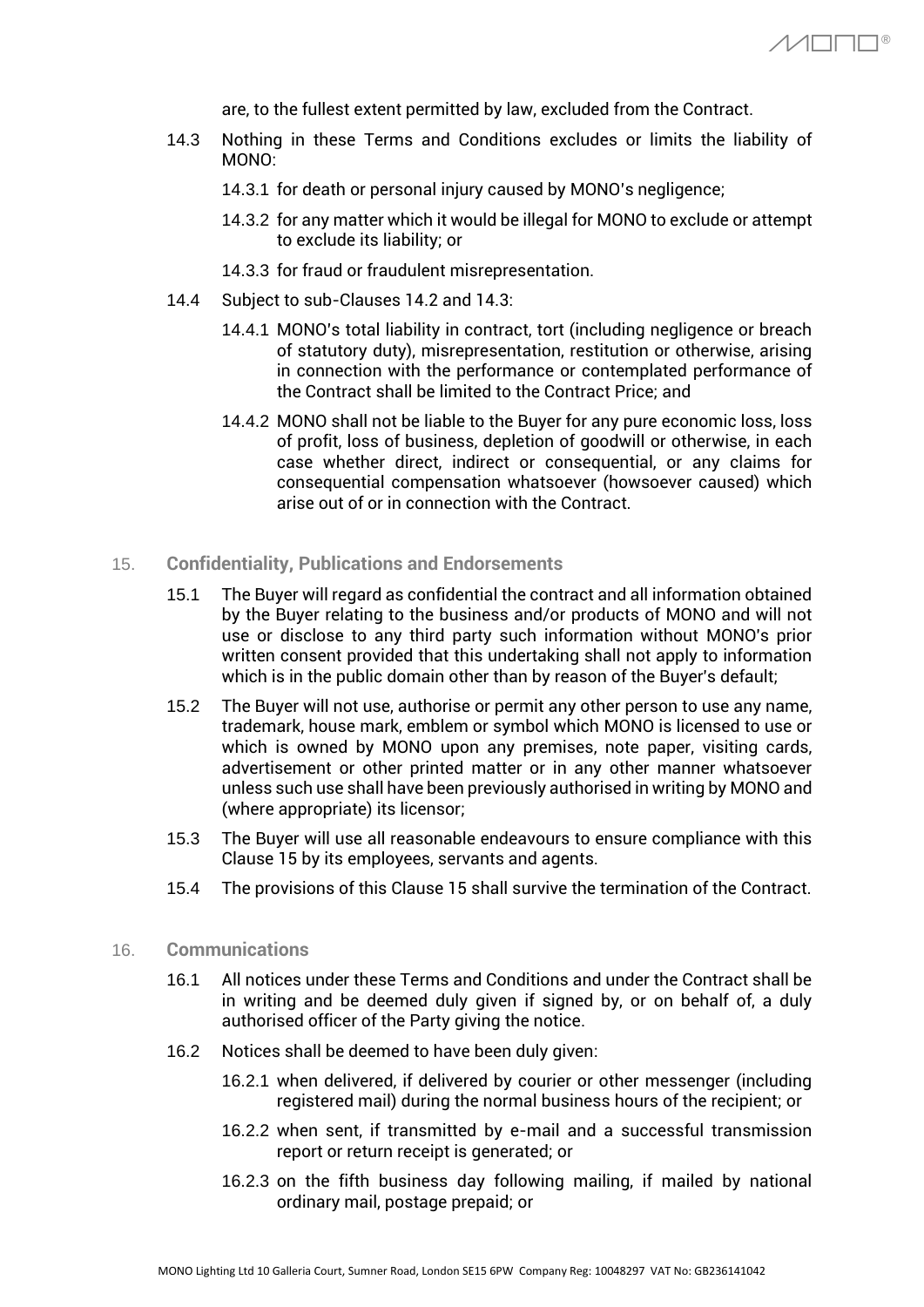are, to the fullest extent permitted by law, excluded from the Contract.

14.3 Nothing in these Terms and Conditions excludes or limits the liability of MONO:

14.3.1 for death or personal injury caused by MONO's negligence;

14.3.2 for any matter which it would be illegal for MONO to exclude or attempt to exclude its liability; or

14.3.3 for fraud or fraudulent misrepresentation.

14.4 Subject to sub-Clauses 14.2 and 14.3:

14.4.1 MONO's total liability in contract, tort (including negligence or breach of statutory duty), misrepresentation, restitution or otherwise, arising in connection with the performance or contemplated performance of the Contract shall be limited to the Contract Price; and

14.4.2 MONO shall not be liable to the Buyer for any pure economic loss, loss of profit, loss of business, depletion of goodwill or otherwise, in each case whether direct, indirect or consequential, or any claims for consequential compensation whatsoever (howsoever caused) which arise out of or in connection with the Contract.

## 15. Confidentiality, Publications and Endorsements

15.1 The Buyer will regard as confidential the contract and all information obtained by the Buyer relating to the business and/or products of MONO and will not use or disclose to any third party such information without MONO's prior written consent provided that this undertaking shall not apply to information which is in the public domain other than by reason of the Buyer's default;

15.2 The Buyer will not use, authorise or permit any other person to use any name, trademark, house mark, emblem or symbol which MONO is licensed to use or which is owned by MONO upon any premises, note paper, visiting cards, advertisement or other printed matter or in any other manner whatsoever unless such use shall have been previously authorised in writing by MONO and (where appropriate) its licensor;

15.3 The Buyer will use all reasonable endeavours to ensure compliance with this Clause 15 by its employees, servants and agents.

15.4 The provisions of this Clause 15 shall survive the termination of the Contract.

## 16. Communications

16.1 All notices under these Terms and Conditions and under the Contract shall be in writing and be deemed duly given if signed by, or on behalf of, a duly authorised officer of the Party giving the notice.

16.2 Notices shall be deemed to have been duly given:

16.2.1 when delivered, if delivered by courier or other messenger (including registered mail) during the normal business hours of the recipient; or

16.2.2 when sent, if transmitted by e-mail and a successful transmission report or return receipt is generated; or

16.2.3 on the fifth business day following mailing, if mailed by national ordinary mail, postage prepaid; or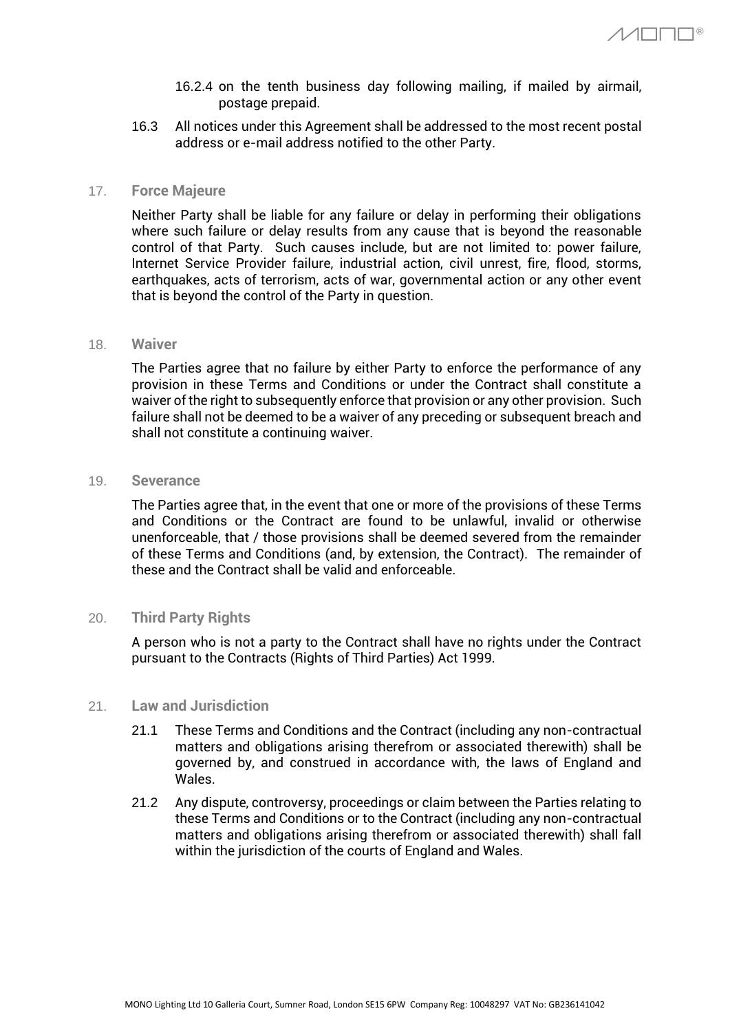16.2.4 on the tenth business day following mailing, if mailed by airmail, postage prepaid.

16.3 All notices under this Agreement shall be addressed to the most recent postal address or e-mail address notified to the other Party.

## 17. Force Majeure

Neither Party shall be liable for any failure or delay in performing their obligations where such failure or delay results from any cause that is beyond the reasonable control of that Party. Such causes include, but are not limited to: power failure, Internet Service Provider failure, industrial action, civil unrest, fire, flood, storms, earthquakes, acts of terrorism, acts of war, governmental action or any other event that is beyond the control of the Party in question.

## 18. Waiver

The Parties agree that no failure by either Party to enforce the performance of any provision in these Terms and Conditions or under the Contract shall constitute a waiver of the right to subsequently enforce that provision or any other provision. Such failure shall not be deemed to be a waiver of any preceding or subsequent breach and shall not constitute a continuing waiver.

## 19. Severance

The Parties agree that, in the event that one or more of the provisions of these Terms and Conditions or the Contract are found to be unlawful, invalid or otherwise unenforceable, that / those provisions shall be deemed severed from the remainder of these Terms and Conditions (and, by extension, the Contract). The remainder of these and the Contract shall be valid and enforceable.

## 20. Third Party Rights

A person who is not a party to the Contract shall have no rights under the Contract pursuant to the Contracts (Rights of Third Parties) Act 1999.

## 21. Law and Jurisdiction

21.1 These Terms and Conditions and the Contract (including any non-contractual matters and obligations arising therefrom or associated therewith) shall be governed by, and construed in accordance with, the laws of England and Wales.

21.2 Any dispute, controversy, proceedings or claim between the Parties relating to these Terms and Conditions or to the Contract (including any non-contractual matters and obligations arising therefrom or associated therewith) shall fall within the jurisdiction of the courts of England and Wales.